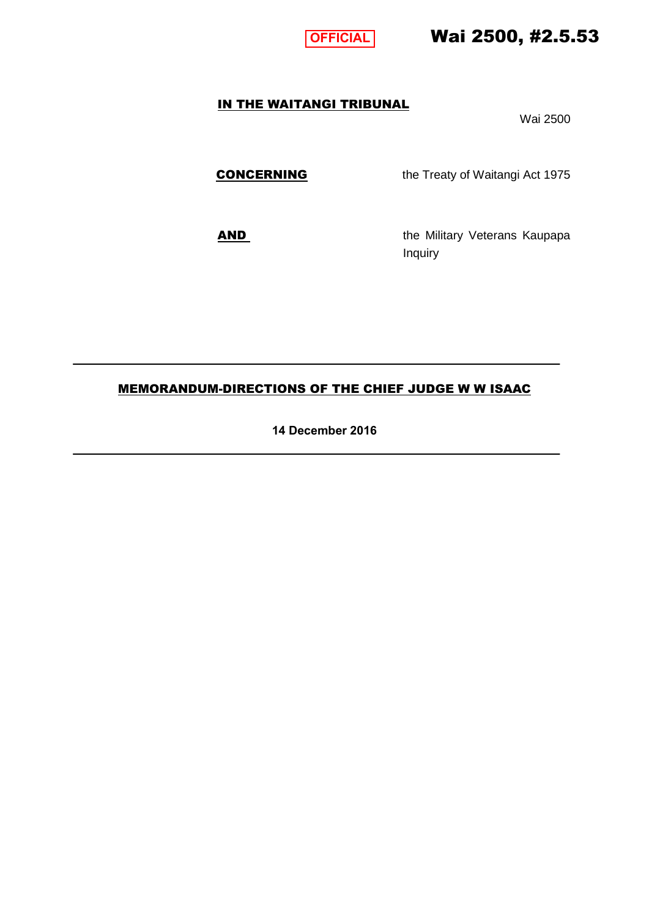**OFFICIAL** **Wai 2500, #2.5.53**

**IN THE WAITANGI TRIBUNAL** Wai 2500

**CONCERNING** the Treaty of Waitangi Act 1975

**AND** the Military Veterans Kaupapa Inquiry

---

**MEMORANDUM-DIRECTIONS OF THE CHIEF JUDGE W W ISAAC**

**14 December 2016**

---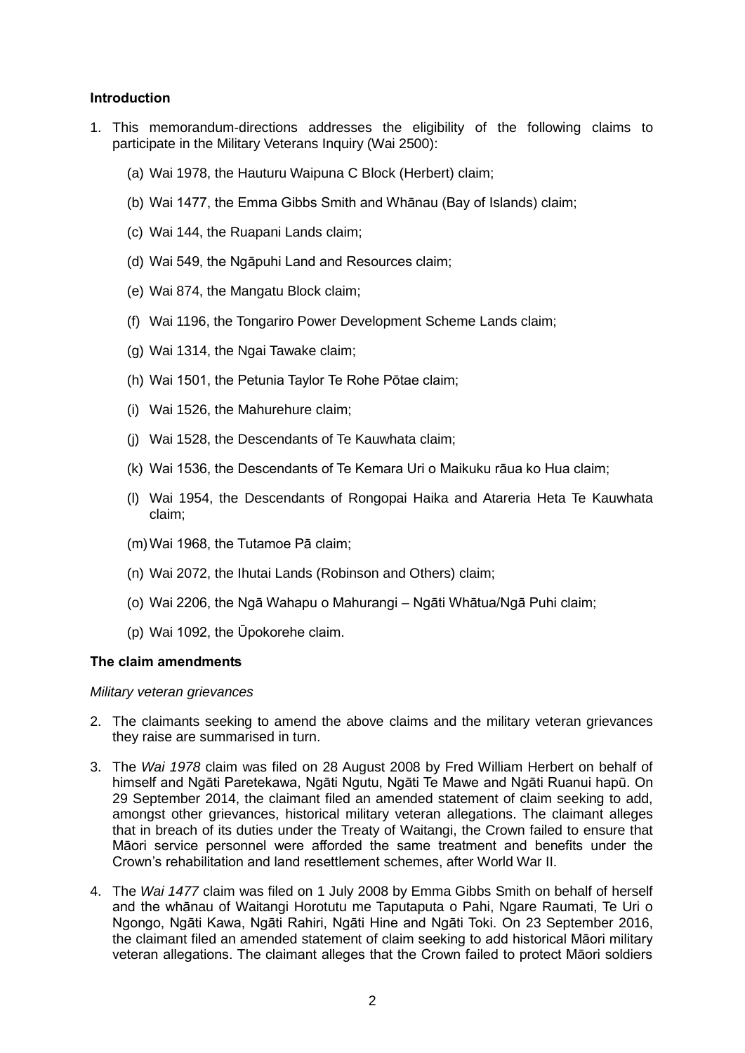**Introduction**

1. This memorandum-directions addresses the eligibility of the following claims to participate in the Military Veterans Inquiry (Wai 2500):

   (a) Wai 1978, the Hauturu Waipuna C Block (Herbert) claim;

   (b) Wai 1477, the Emma Gibbs Smith and Whānau (Bay of Islands) claim;

   (c) Wai 144, the Ruapani Lands claim;

   (d) Wai 549, the Ngāpuhi Land and Resources claim;

   (e) Wai 874, the Mangatu Block claim;

   (f) Wai 1196, the Tongariro Power Development Scheme Lands claim;

   (g) Wai 1314, the Ngai Tawake claim;

   (h) Wai 1501, the Petunia Taylor Te Rohe Pōtae claim;

   (i) Wai 1526, the Mahurehure claim;

   (j) Wai 1528, the Descendants of Te Kauwhata claim;

   (k) Wai 1536, the Descendants of Te Kemara Uri o Maikuku rāua ko Hua claim;

   (l) Wai 1954, the Descendants of Rongopai Haika and Atareria Heta Te Kauwhata claim;

   (m) Wai 1968, the Tutamoe Pā claim;

   (n) Wai 2072, the Ihutai Lands (Robinson and Others) claim;

   (o) Wai 2206, the Ngā Wahapu o Mahurangi – Ngāti Whātua/Ngā Puhi claim;

   (p) Wai 1092, the Ūpokorehe claim.

**The claim amendments**

*Military veteran grievances*

2. The claimants seeking to amend the above claims and the military veteran grievances they raise are summarised in turn.

3. The *Wai 1978* claim was filed on 28 August 2008 by Fred William Herbert on behalf of himself and Ngāti Paretekawa, Ngāti Ngutu, Ngāti Te Mawe and Ngāti Ruanui hapū. On 29 September 2014, the claimant filed an amended statement of claim seeking to add, amongst other grievances, historical military veteran allegations. The claimant alleges that in breach of its duties under the Treaty of Waitangi, the Crown failed to ensure that Māori service personnel were afforded the same treatment and benefits under the Crown's rehabilitation and land resettlement schemes, after World War II.

4. The *Wai 1477* claim was filed on 1 July 2008 by Emma Gibbs Smith on behalf of herself and the whānau of Waitangi Horotutu me Taputaputa o Pahi, Ngare Raumati, Te Uri o Ngongo, Ngāti Kawa, Ngāti Rahiri, Ngāti Hine and Ngāti Toki. On 23 September 2016, the claimant filed an amended statement of claim seeking to add historical Māori military veteran allegations. The claimant alleges that the Crown failed to protect Māori soldiers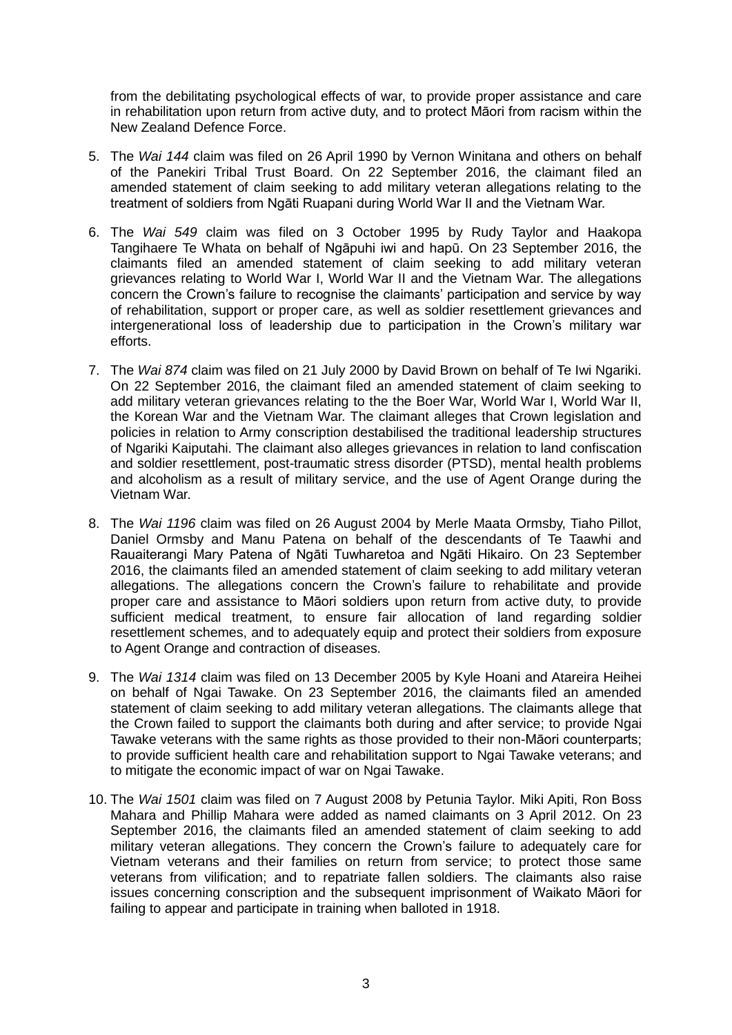from the debilitating psychological effects of war, to provide proper assistance and care in rehabilitation upon return from active duty, and to protect Māori from racism within the New Zealand Defence Force.

5. The *Wai 144* claim was filed on 26 April 1990 by Vernon Winitana and others on behalf of the Panekiri Tribal Trust Board. On 22 September 2016, the claimant filed an amended statement of claim seeking to add military veteran allegations relating to the treatment of soldiers from Ngāti Ruapani during World War II and the Vietnam War.

6. The *Wai 549* claim was filed on 3 October 1995 by Rudy Taylor and Haakopa Tangihaere Te Whata on behalf of Ngāpuhi iwi and hapū. On 23 September 2016, the claimants filed an amended statement of claim seeking to add military veteran grievances relating to World War I, World War II and the Vietnam War. The allegations concern the Crown's failure to recognise the claimants' participation and service by way of rehabilitation, support or proper care, as well as soldier resettlement grievances and intergenerational loss of leadership due to participation in the Crown's military war efforts.

7. The *Wai 874* claim was filed on 21 July 2000 by David Brown on behalf of Te Iwi Ngariki. On 22 September 2016, the claimant filed an amended statement of claim seeking to add military veteran grievances relating to the the Boer War, World War I, World War II, the Korean War and the Vietnam War. The claimant alleges that Crown legislation and policies in relation to Army conscription destabilised the traditional leadership structures of Ngariki Kaiputahi. The claimant also alleges grievances in relation to land confiscation and soldier resettlement, post-traumatic stress disorder (PTSD), mental health problems and alcoholism as a result of military service, and the use of Agent Orange during the Vietnam War.

8. The *Wai 1196* claim was filed on 26 August 2004 by Merle Maata Ormsby, Tiaho Pillot, Daniel Ormsby and Manu Patena on behalf of the descendants of Te Taawhi and Rauaiterangi Mary Patena of Ngāti Tuwharetoa and Ngāti Hikairo. On 23 September 2016, the claimants filed an amended statement of claim seeking to add military veteran allegations. The allegations concern the Crown's failure to rehabilitate and provide proper care and assistance to Māori soldiers upon return from active duty, to provide sufficient medical treatment, to ensure fair allocation of land regarding soldier resettlement schemes, and to adequately equip and protect their soldiers from exposure to Agent Orange and contraction of diseases.

9. The *Wai 1314* claim was filed on 13 December 2005 by Kyle Hoani and Atareira Heihei on behalf of Ngai Tawake. On 23 September 2016, the claimants filed an amended statement of claim seeking to add military veteran allegations. The claimants allege that the Crown failed to support the claimants both during and after service; to provide Ngai Tawake veterans with the same rights as those provided to their non-Māori counterparts; to provide sufficient health care and rehabilitation support to Ngai Tawake veterans; and to mitigate the economic impact of war on Ngai Tawake.

10. The *Wai 1501* claim was filed on 7 August 2008 by Petunia Taylor. Miki Apiti, Ron Boss Mahara and Phillip Mahara were added as named claimants on 3 April 2012. On 23 September 2016, the claimants filed an amended statement of claim seeking to add military veteran allegations. They concern the Crown's failure to adequately care for Vietnam veterans and their families on return from service; to protect those same veterans from vilification; and to repatriate fallen soldiers. The claimants also raise issues concerning conscription and the subsequent imprisonment of Waikato Māori for failing to appear and participate in training when balloted in 1918.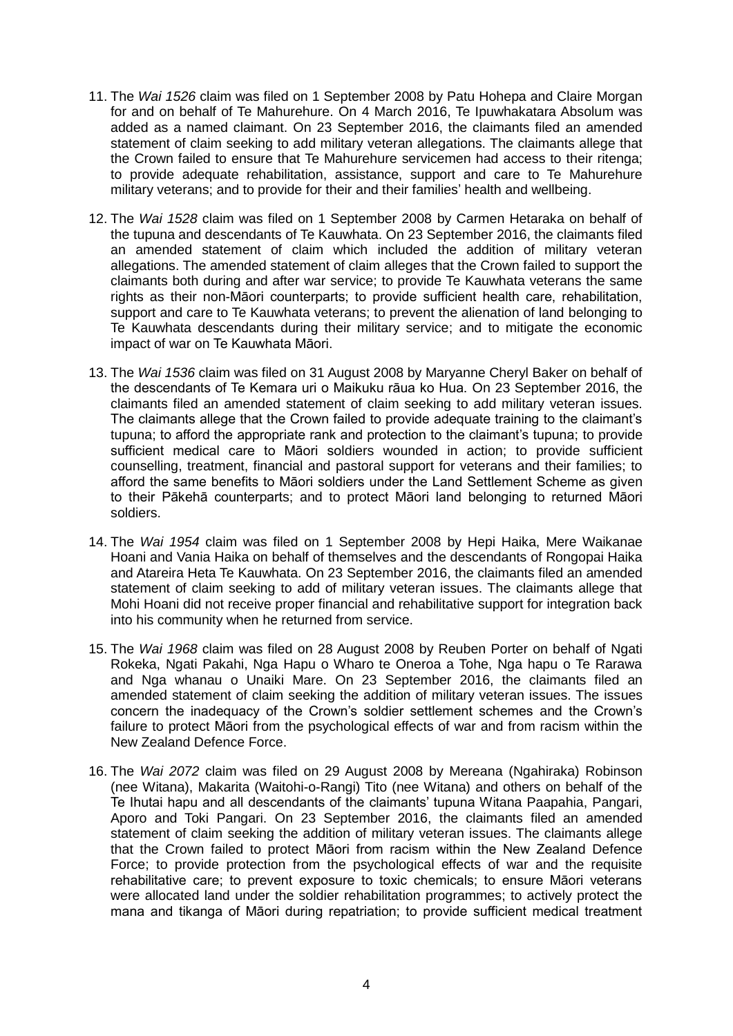11. The *Wai 1526* claim was filed on 1 September 2008 by Patu Hohepa and Claire Morgan for and on behalf of Te Mahurehure. On 4 March 2016, Te Ipuwhakatara Absolum was added as a named claimant. On 23 September 2016, the claimants filed an amended statement of claim seeking to add military veteran allegations. The claimants allege that the Crown failed to ensure that Te Mahurehure servicemen had access to their ritenga; to provide adequate rehabilitation, assistance, support and care to Te Mahurehure military veterans; and to provide for their and their families' health and wellbeing.

12. The *Wai 1528* claim was filed on 1 September 2008 by Carmen Hetaraka on behalf of the tupuna and descendants of Te Kauwhata. On 23 September 2016, the claimants filed an amended statement of claim which included the addition of military veteran allegations. The amended statement of claim alleges that the Crown failed to support the claimants both during and after war service; to provide Te Kauwhata veterans the same rights as their non-Māori counterparts; to provide sufficient health care, rehabilitation, support and care to Te Kauwhata veterans; to prevent the alienation of land belonging to Te Kauwhata descendants during their military service; and to mitigate the economic impact of war on Te Kauwhata Māori.

13. The *Wai 1536* claim was filed on 31 August 2008 by Maryanne Cheryl Baker on behalf of the descendants of Te Kemara uri o Maikuku rāua ko Hua. On 23 September 2016, the claimants filed an amended statement of claim seeking to add military veteran issues. The claimants allege that the Crown failed to provide adequate training to the claimant's tupuna; to afford the appropriate rank and protection to the claimant's tupuna; to provide sufficient medical care to Māori soldiers wounded in action; to provide sufficient counselling, treatment, financial and pastoral support for veterans and their families; to afford the same benefits to Māori soldiers under the Land Settlement Scheme as given to their Pākehā counterparts; and to protect Māori land belonging to returned Māori soldiers.

14. The *Wai 1954* claim was filed on 1 September 2008 by Hepi Haika, Mere Waikanae Hoani and Vania Haika on behalf of themselves and the descendants of Rongopai Haika and Atareira Heta Te Kauwhata. On 23 September 2016, the claimants filed an amended statement of claim seeking to add of military veteran issues. The claimants allege that Mohi Hoani did not receive proper financial and rehabilitative support for integration back into his community when he returned from service.

15. The *Wai 1968* claim was filed on 28 August 2008 by Reuben Porter on behalf of Ngati Rokeka, Ngati Pakahi, Nga Hapu o Wharo te Oneroa a Tohe, Nga hapu o Te Rarawa and Nga whanau o Unaiki Mare. On 23 September 2016, the claimants filed an amended statement of claim seeking the addition of military veteran issues. The issues concern the inadequacy of the Crown's soldier settlement schemes and the Crown's failure to protect Māori from the psychological effects of war and from racism within the New Zealand Defence Force.

16. The *Wai 2072* claim was filed on 29 August 2008 by Mereana (Ngahiraka) Robinson (nee Witana), Makarita (Waitohi-o-Rangi) Tito (nee Witana) and others on behalf of the Te Ihutai hapu and all descendants of the claimants' tupuna Witana Paapahia, Pangari, Aporo and Toki Pangari. On 23 September 2016, the claimants filed an amended statement of claim seeking the addition of military veteran issues. The claimants allege that the Crown failed to protect Māori from racism within the New Zealand Defence Force; to provide protection from the psychological effects of war and the requisite rehabilitative care; to prevent exposure to toxic chemicals; to ensure Māori veterans were allocated land under the soldier rehabilitation programmes; to actively protect the mana and tikanga of Māori during repatriation; to provide sufficient medical treatment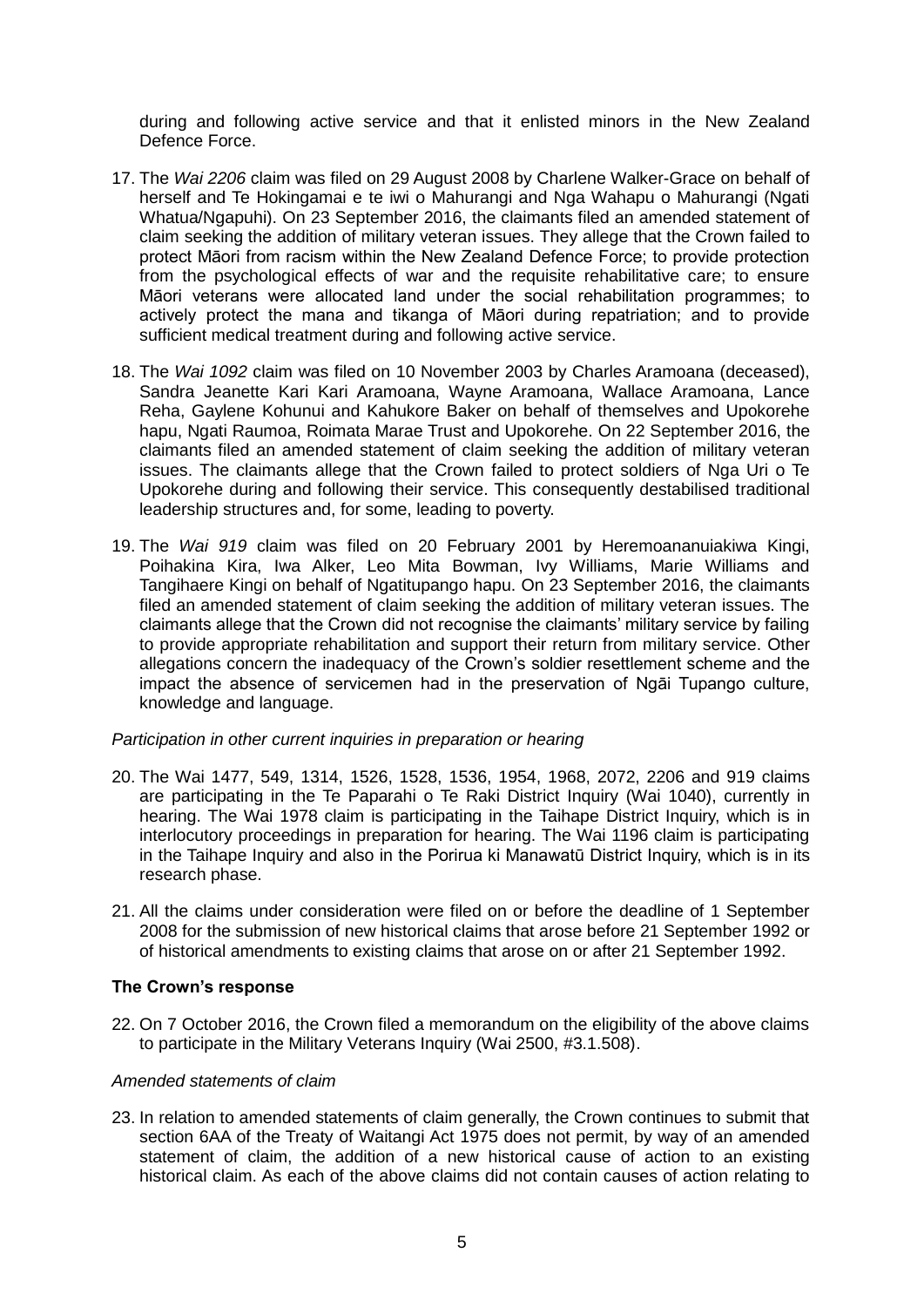during and following active service and that it enlisted minors in the New Zealand Defence Force.

17. The *Wai 2206* claim was filed on 29 August 2008 by Charlene Walker-Grace on behalf of herself and Te Hokingamai e te iwi o Mahurangi and Nga Wahapu o Mahurangi (Ngati Whatua/Ngapuhi). On 23 September 2016, the claimants filed an amended statement of claim seeking the addition of military veteran issues. They allege that the Crown failed to protect Māori from racism within the New Zealand Defence Force; to provide protection from the psychological effects of war and the requisite rehabilitative care; to ensure Māori veterans were allocated land under the social rehabilitation programmes; to actively protect the mana and tikanga of Māori during repatriation; and to provide sufficient medical treatment during and following active service.

18. The *Wai 1092* claim was filed on 10 November 2003 by Charles Aramoana (deceased), Sandra Jeanette Kari Kari Aramoana, Wayne Aramoana, Wallace Aramoana, Lance Reha, Gaylene Kohunui and Kahukore Baker on behalf of themselves and Upokorehe hapu, Ngati Raumoa, Roimata Marae Trust and Upokorehe. On 22 September 2016, the claimants filed an amended statement of claim seeking the addition of military veteran issues. The claimants allege that the Crown failed to protect soldiers of Nga Uri o Te Upokorehe during and following their service. This consequently destabilised traditional leadership structures and, for some, leading to poverty.

19. The *Wai 919* claim was filed on 20 February 2001 by Heremoananuiakiwa Kingi, Poihakina Kira, Iwa Alker, Leo Mita Bowman, Ivy Williams, Marie Williams and Tangihaere Kingi on behalf of Ngatitupango hapu. On 23 September 2016, the claimants filed an amended statement of claim seeking the addition of military veteran issues. The claimants allege that the Crown did not recognise the claimants' military service by failing to provide appropriate rehabilitation and support their return from military service. Other allegations concern the inadequacy of the Crown's soldier resettlement scheme and the impact the absence of servicemen had in the preservation of Ngāi Tupango culture, knowledge and language.

*Participation in other current inquiries in preparation or hearing*

20. The Wai 1477, 549, 1314, 1526, 1528, 1536, 1954, 1968, 2072, 2206 and 919 claims are participating in the Te Paparahi o Te Raki District Inquiry (Wai 1040), currently in hearing. The Wai 1978 claim is participating in the Taihape District Inquiry, which is in interlocutory proceedings in preparation for hearing. The Wai 1196 claim is participating in the Taihape Inquiry and also in the Porirua ki Manawatū District Inquiry, which is in its research phase.

21. All the claims under consideration were filed on or before the deadline of 1 September 2008 for the submission of new historical claims that arose before 21 September 1992 or of historical amendments to existing claims that arose on or after 21 September 1992.

**The Crown's response**

22. On 7 October 2016, the Crown filed a memorandum on the eligibility of the above claims to participate in the Military Veterans Inquiry (Wai 2500, #3.1.508).

*Amended statements of claim*

23. In relation to amended statements of claim generally, the Crown continues to submit that section 6AA of the Treaty of Waitangi Act 1975 does not permit, by way of an amended statement of claim, the addition of a new historical cause of action to an existing historical claim. As each of the above claims did not contain causes of action relating to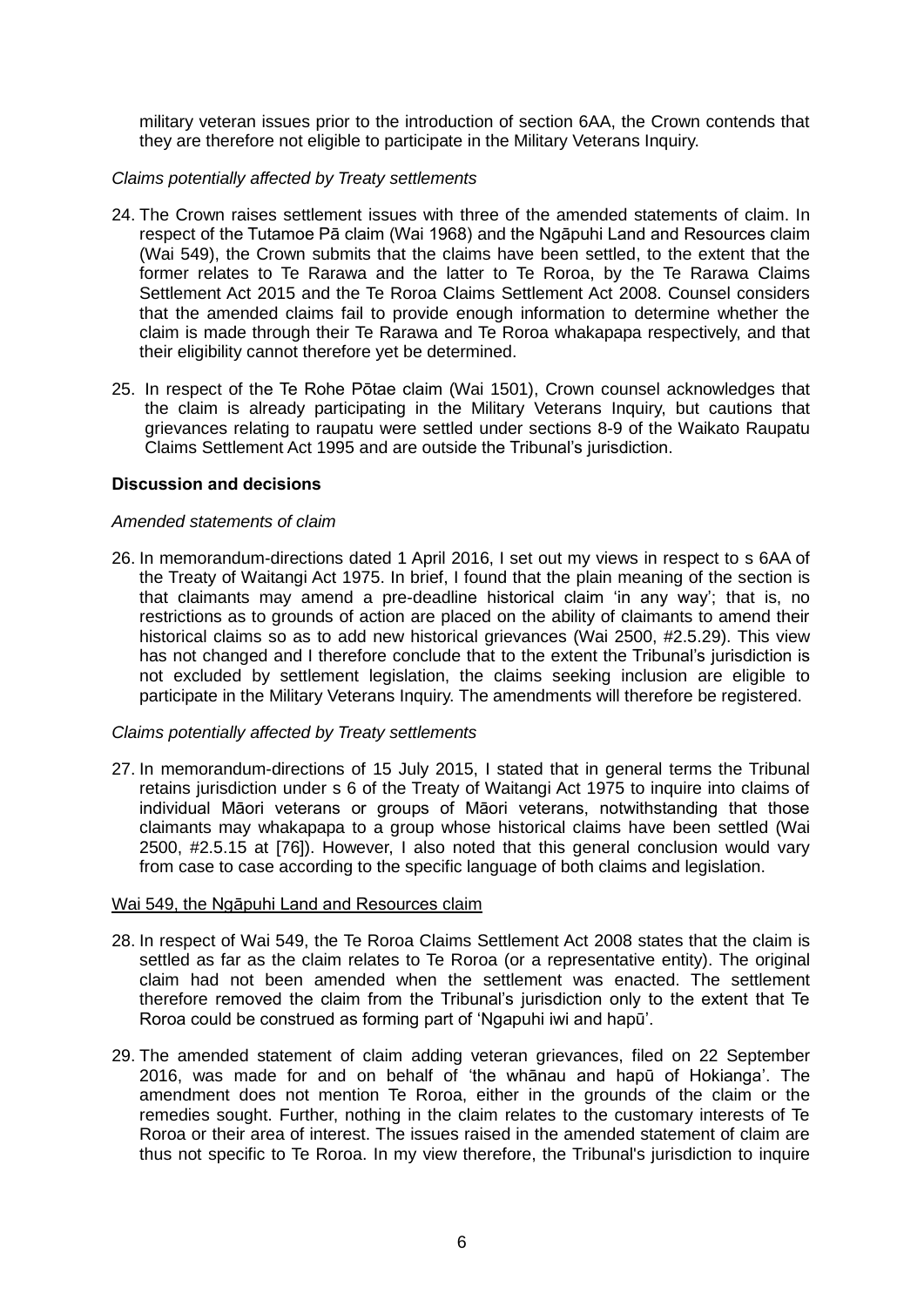military veteran issues prior to the introduction of section 6AA, the Crown contends that they are therefore not eligible to participate in the Military Veterans Inquiry.

*Claims potentially affected by Treaty settlements*

24. The Crown raises settlement issues with three of the amended statements of claim. In respect of the Tutamoe Pā claim (Wai 1968) and the Ngāpuhi Land and Resources claim (Wai 549), the Crown submits that the claims have been settled, to the extent that the former relates to Te Rarawa and the latter to Te Roroa, by the Te Rarawa Claims Settlement Act 2015 and the Te Roroa Claims Settlement Act 2008. Counsel considers that the amended claims fail to provide enough information to determine whether the claim is made through their Te Rarawa and Te Roroa whakapapa respectively, and that their eligibility cannot therefore yet be determined.

25. In respect of the Te Rohe Pōtae claim (Wai 1501), Crown counsel acknowledges that the claim is already participating in the Military Veterans Inquiry, but cautions that grievances relating to raupatu were settled under sections 8-9 of the Waikato Raupatu Claims Settlement Act 1995 and are outside the Tribunal's jurisdiction.

**Discussion and decisions**

*Amended statements of claim*

26. In memorandum-directions dated 1 April 2016, I set out my views in respect to s 6AA of the Treaty of Waitangi Act 1975. In brief, I found that the plain meaning of the section is that claimants may amend a pre-deadline historical claim 'in any way'; that is, no restrictions as to grounds of action are placed on the ability of claimants to amend their historical claims so as to add new historical grievances (Wai 2500, #2.5.29). This view has not changed and I therefore conclude that to the extent the Tribunal's jurisdiction is not excluded by settlement legislation, the claims seeking inclusion are eligible to participate in the Military Veterans Inquiry. The amendments will therefore be registered.

*Claims potentially affected by Treaty settlements*

27. In memorandum-directions of 15 July 2015, I stated that in general terms the Tribunal retains jurisdiction under s 6 of the Treaty of Waitangi Act 1975 to inquire into claims of individual Māori veterans or groups of Māori veterans, notwithstanding that those claimants may whakapapa to a group whose historical claims have been settled (Wai 2500, #2.5.15 at [76]). However, I also noted that this general conclusion would vary from case to case according to the specific language of both claims and legislation.

Wai 549, the Ngāpuhi Land and Resources claim

28. In respect of Wai 549, the Te Roroa Claims Settlement Act 2008 states that the claim is settled as far as the claim relates to Te Roroa (or a representative entity). The original claim had not been amended when the settlement was enacted. The settlement therefore removed the claim from the Tribunal's jurisdiction only to the extent that Te Roroa could be construed as forming part of 'Ngapuhi iwi and hapū'.

29. The amended statement of claim adding veteran grievances, filed on 22 September 2016, was made for and on behalf of 'the whānau and hapū of Hokianga'. The amendment does not mention Te Roroa, either in the grounds of the claim or the remedies sought. Further, nothing in the claim relates to the customary interests of Te Roroa or their area of interest. The issues raised in the amended statement of claim are thus not specific to Te Roroa. In my view therefore, the Tribunal's jurisdiction to inquire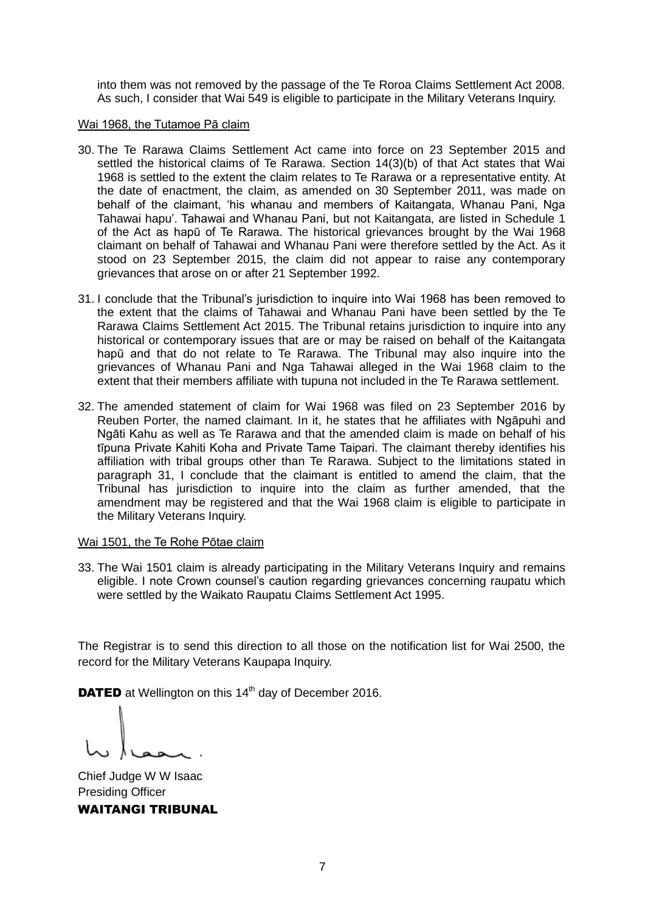into them was not removed by the passage of the Te Roroa Claims Settlement Act 2008. As such, I consider that Wai 549 is eligible to participate in the Military Veterans Inquiry.

Wai 1968, the Tutamoe Pā claim

30. The Te Rarawa Claims Settlement Act came into force on 23 September 2015 and settled the historical claims of Te Rarawa. Section 14(3)(b) of that Act states that Wai 1968 is settled to the extent the claim relates to Te Rarawa or a representative entity. At the date of enactment, the claim, as amended on 30 September 2011, was made on behalf of the claimant, 'his whanau and members of Kaitangata, Whanau Pani, Nga Tahawai hapu'. Tahawai and Whanau Pani, but not Kaitangata, are listed in Schedule 1 of the Act as hapū of Te Rarawa. The historical grievances brought by the Wai 1968 claimant on behalf of Tahawai and Whanau Pani were therefore settled by the Act. As it stood on 23 September 2015, the claim did not appear to raise any contemporary grievances that arose on or after 21 September 1992.

31. I conclude that the Tribunal's jurisdiction to inquire into Wai 1968 has been removed to the extent that the claims of Tahawai and Whanau Pani have been settled by the Te Rarawa Claims Settlement Act 2015. The Tribunal retains jurisdiction to inquire into any historical or contemporary issues that are or may be raised on behalf of the Kaitangata hapū and that do not relate to Te Rarawa. The Tribunal may also inquire into the grievances of Whanau Pani and Nga Tahawai alleged in the Wai 1968 claim to the extent that their members affiliate with tupuna not included in the Te Rarawa settlement.

32. The amended statement of claim for Wai 1968 was filed on 23 September 2016 by Reuben Porter, the named claimant. In it, he states that he affiliates with Ngāpuhi and Ngāti Kahu as well as Te Rarawa and that the amended claim is made on behalf of his tīpuna Private Kahiti Koha and Private Tame Taipari. The claimant thereby identifies his affiliation with tribal groups other than Te Rarawa. Subject to the limitations stated in paragraph 31, I conclude that the claimant is entitled to amend the claim, that the Tribunal has jurisdiction to inquire into the claim as further amended, that the amendment may be registered and that the Wai 1968 claim is eligible to participate in the Military Veterans Inquiry.

Wai 1501, the Te Rohe Pōtae claim

33. The Wai 1501 claim is already participating in the Military Veterans Inquiry and remains eligible. I note Crown counsel's caution regarding grievances concerning raupatu which were settled by the Waikato Raupatu Claims Settlement Act 1995.

The Registrar is to send this direction to all those on the notification list for Wai 2500, the record for the Military Veterans Kaupapa Inquiry.

**DATED** at Wellington on this 14th day of December 2016.

Chief Judge W W Isaac
Presiding Officer
**WAITANGI TRIBUNAL**